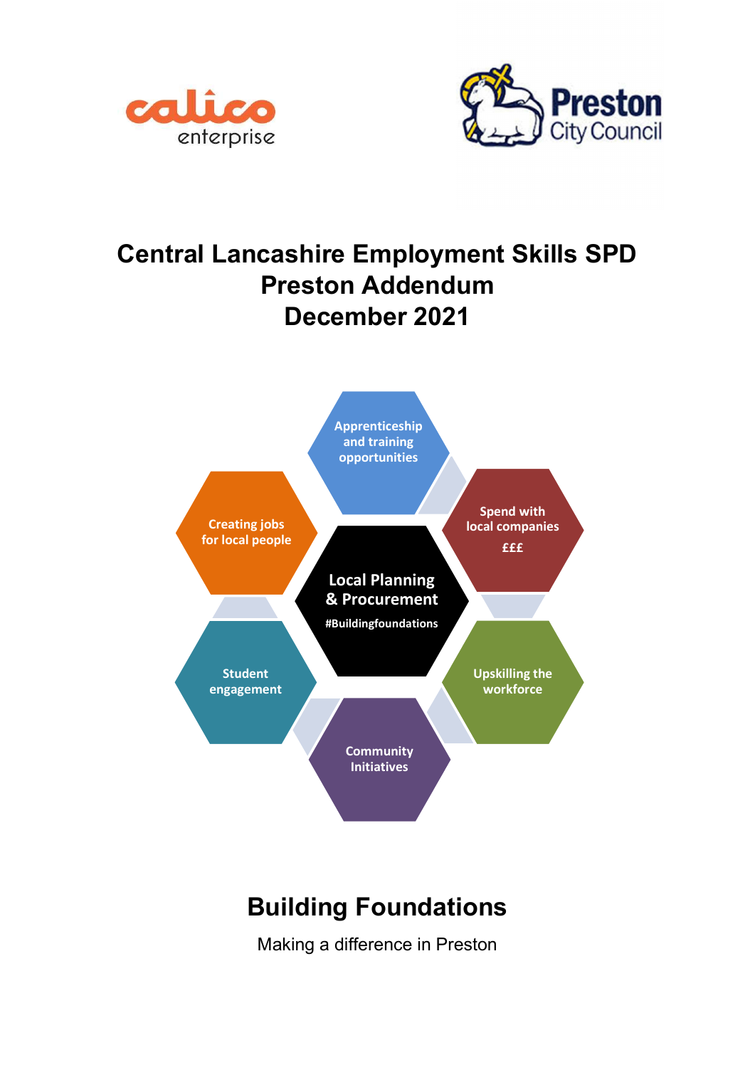calico enterprise

Preston City Council

# Central Lancashire Employment Skills SPD Preston Addendum December 2021

Apprenticeship and training opportunities

Spend with local companies £££

Upskilling the workforce

Community Initiatives

Student engagement

Creating jobs for local people

Local Planning & Procurement

#Buildingfoundations

# Building Foundations

Making a difference in Preston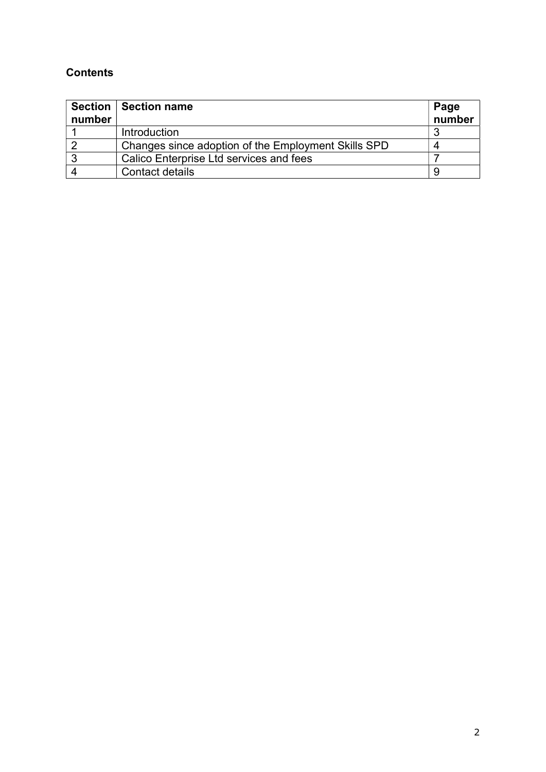**Contents**

| Section number | Section name | Page number |
|---|---|---|
| 1 | Introduction | 3 |
| 2 | Changes since adoption of the Employment Skills SPD | 4 |
| 3 | Calico Enterprise Ltd services and fees | 7 |
| 4 | Contact details | 9 |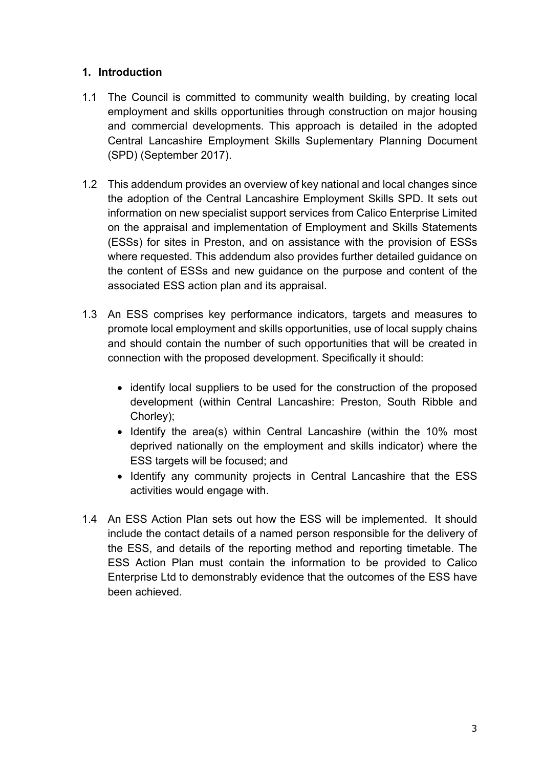## 1. Introduction

1.1 The Council is committed to community wealth building, by creating local employment and skills opportunities through construction on major housing and commercial developments. This approach is detailed in the adopted Central Lancashire Employment Skills Suplementary Planning Document (SPD) (September 2017).

1.2 This addendum provides an overview of key national and local changes since the adoption of the Central Lancashire Employment Skills SPD. It sets out information on new specialist support services from Calico Enterprise Limited on the appraisal and implementation of Employment and Skills Statements (ESSs) for sites in Preston, and on assistance with the provision of ESSs where requested. This addendum also provides further detailed guidance on the content of ESSs and new guidance on the purpose and content of the associated ESS action plan and its appraisal.

1.3 An ESS comprises key performance indicators, targets and measures to promote local employment and skills opportunities, use of local supply chains and should contain the number of such opportunities that will be created in connection with the proposed development. Specifically it should:

- identify local suppliers to be used for the construction of the proposed development (within Central Lancashire: Preston, South Ribble and Chorley);
- Identify the area(s) within Central Lancashire (within the 10% most deprived nationally on the employment and skills indicator) where the ESS targets will be focused; and
- Identify any community projects in Central Lancashire that the ESS activities would engage with.

1.4 An ESS Action Plan sets out how the ESS will be implemented. It should include the contact details of a named person responsible for the delivery of the ESS, and details of the reporting method and reporting timetable. The ESS Action Plan must contain the information to be provided to Calico Enterprise Ltd to demonstrably evidence that the outcomes of the ESS have been achieved.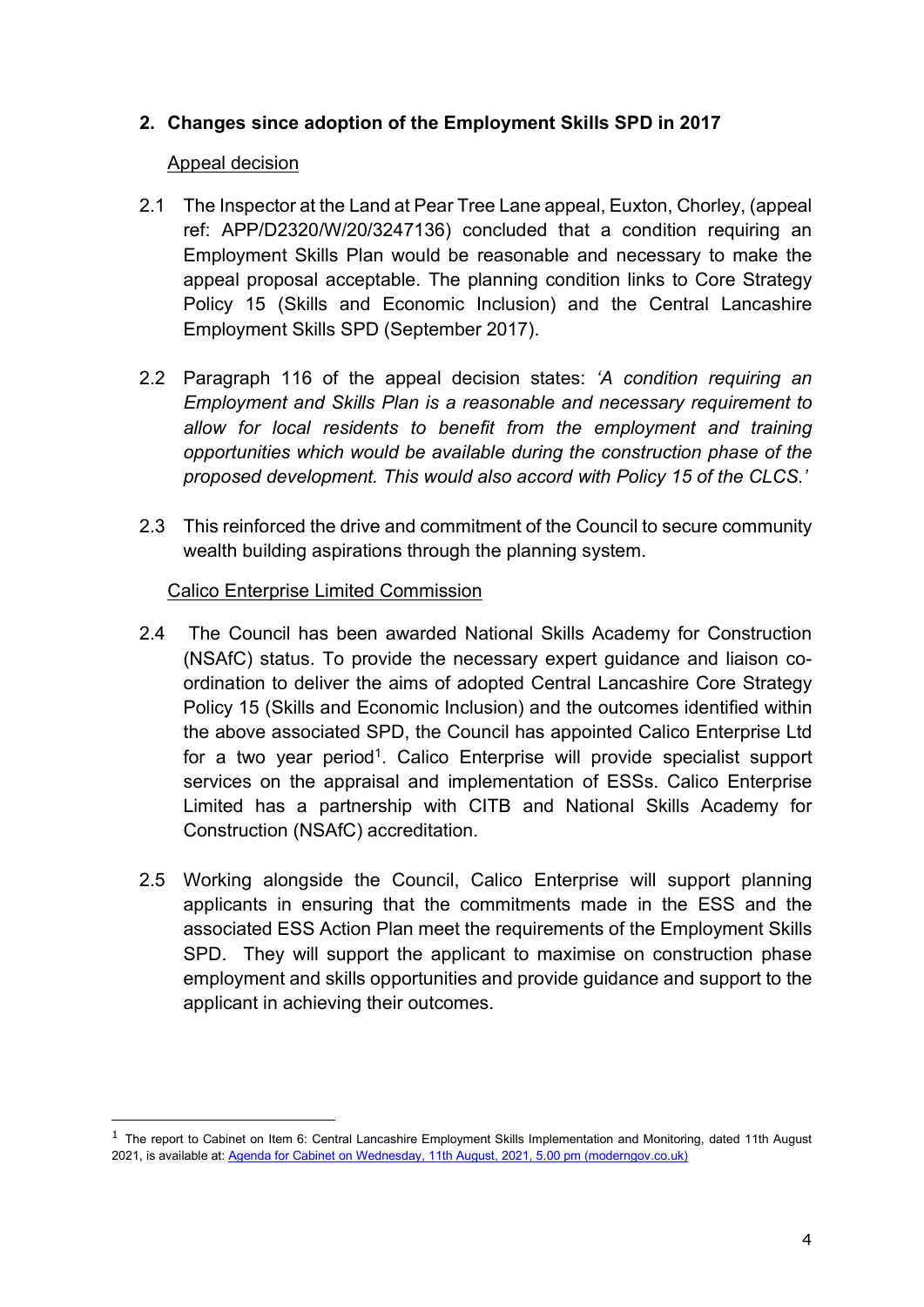## 2. Changes since adoption of the Employment Skills SPD in 2017

Appeal decision

2.1 The Inspector at the Land at Pear Tree Lane appeal, Euxton, Chorley, (appeal ref: APP/D2320/W/20/3247136) concluded that a condition requiring an Employment Skills Plan would be reasonable and necessary to make the appeal proposal acceptable. The planning condition links to Core Strategy Policy 15 (Skills and Economic Inclusion) and the Central Lancashire Employment Skills SPD (September 2017).

2.2 Paragraph 116 of the appeal decision states: *'A condition requiring an Employment and Skills Plan is a reasonable and necessary requirement to allow for local residents to benefit from the employment and training opportunities which would be available during the construction phase of the proposed development. This would also accord with Policy 15 of the CLCS.'*

2.3 This reinforced the drive and commitment of the Council to secure community wealth building aspirations through the planning system.

Calico Enterprise Limited Commission

2.4 The Council has been awarded National Skills Academy for Construction (NSAfC) status. To provide the necessary expert guidance and liaison co-ordination to deliver the aims of adopted Central Lancashire Core Strategy Policy 15 (Skills and Economic Inclusion) and the outcomes identified within the above associated SPD, the Council has appointed Calico Enterprise Ltd for a two year period[1]. Calico Enterprise will provide specialist support services on the appraisal and implementation of ESSs. Calico Enterprise Limited has a partnership with CITB and National Skills Academy for Construction (NSAfC) accreditation.

2.5 Working alongside the Council, Calico Enterprise will support planning applicants in ensuring that the commitments made in the ESS and the associated ESS Action Plan meet the requirements of the Employment Skills SPD. They will support the applicant to maximise on construction phase employment and skills opportunities and provide guidance and support to the applicant in achieving their outcomes.

---

[1] The report to Cabinet on Item 6: Central Lancashire Employment Skills Implementation and Monitoring, dated 11th August 2021, is available at: Agenda for Cabinet on Wednesday, 11th August, 2021, 5.00 pm (moderngov.co.uk)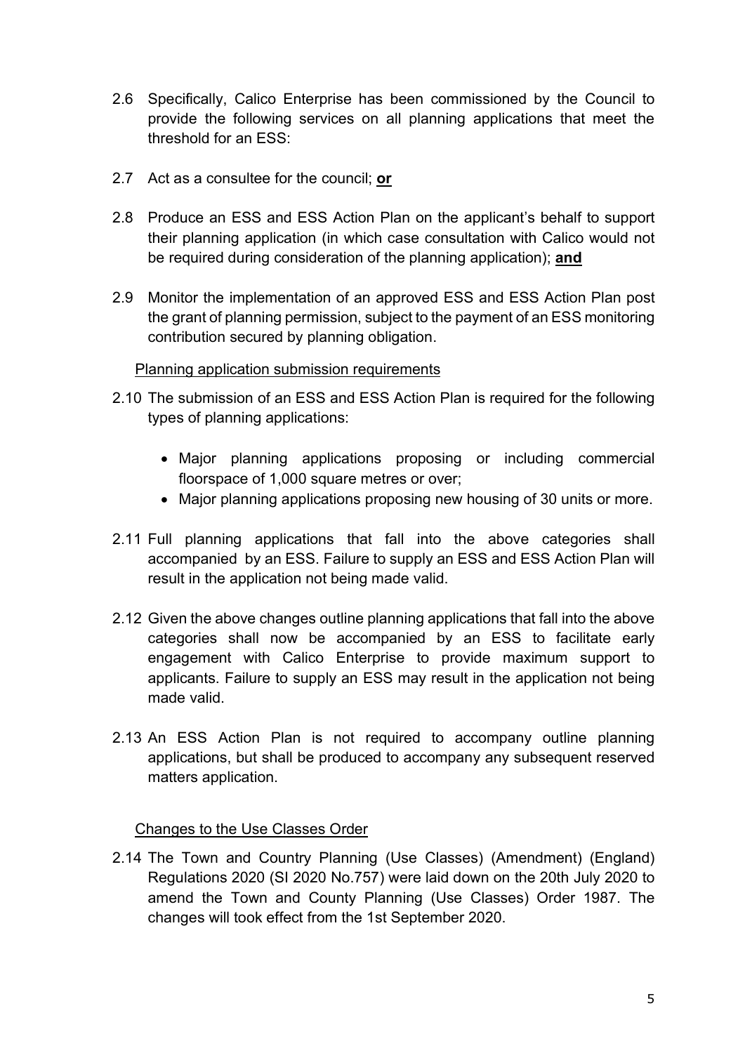2.6 Specifically, Calico Enterprise has been commissioned by the Council to provide the following services on all planning applications that meet the threshold for an ESS:

2.7 Act as a consultee for the council; **or**

2.8 Produce an ESS and ESS Action Plan on the applicant's behalf to support their planning application (in which case consultation with Calico would not be required during consideration of the planning application); **and**

2.9 Monitor the implementation of an approved ESS and ESS Action Plan post the grant of planning permission, subject to the payment of an ESS monitoring contribution secured by planning obligation.

Planning application submission requirements

2.10 The submission of an ESS and ESS Action Plan is required for the following types of planning applications:

- Major planning applications proposing or including commercial floorspace of 1,000 square metres or over;
- Major planning applications proposing new housing of 30 units or more.

2.11 Full planning applications that fall into the above categories shall accompanied by an ESS. Failure to supply an ESS and ESS Action Plan will result in the application not being made valid.

2.12 Given the above changes outline planning applications that fall into the above categories shall now be accompanied by an ESS to facilitate early engagement with Calico Enterprise to provide maximum support to applicants. Failure to supply an ESS may result in the application not being made valid.

2.13 An ESS Action Plan is not required to accompany outline planning applications, but shall be produced to accompany any subsequent reserved matters application.

Changes to the Use Classes Order

2.14 The Town and Country Planning (Use Classes) (Amendment) (England) Regulations 2020 (SI 2020 No.757) were laid down on the 20th July 2020 to amend the Town and County Planning (Use Classes) Order 1987. The changes will took effect from the 1st September 2020.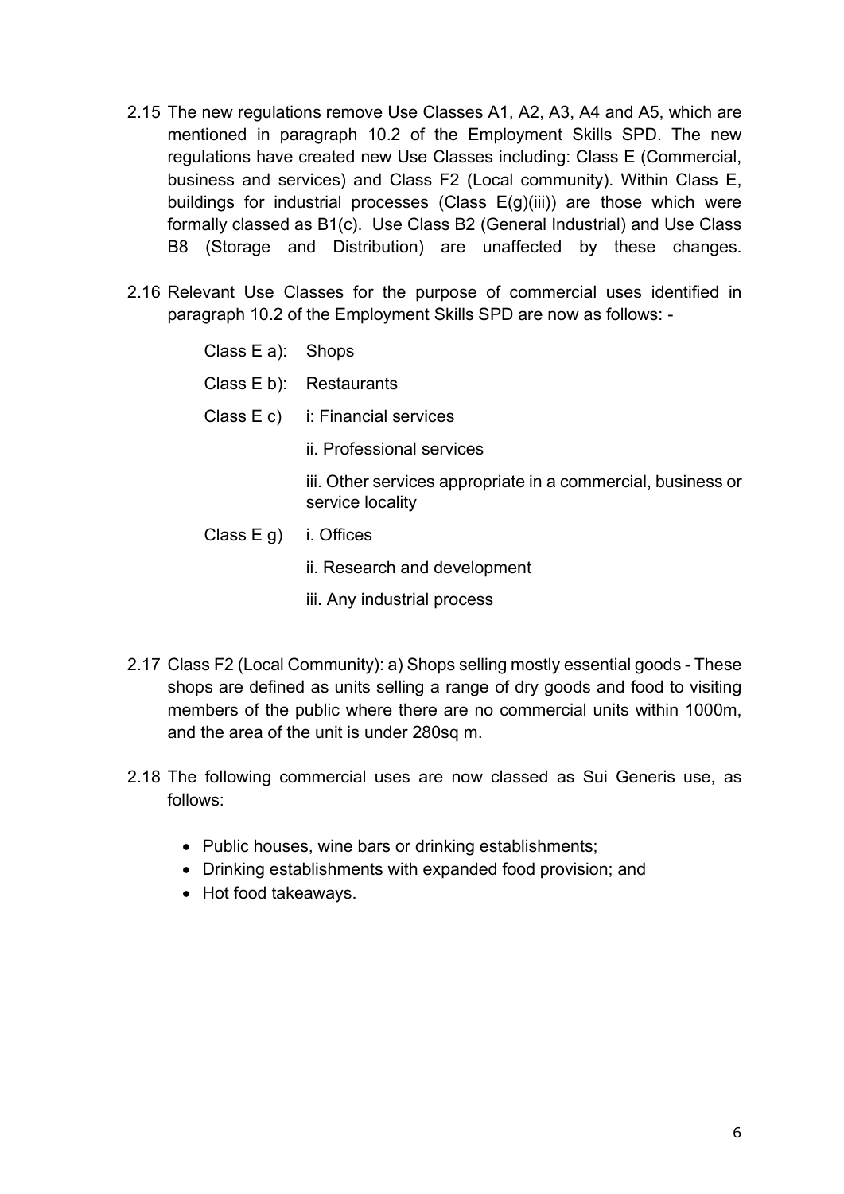2.15 The new regulations remove Use Classes A1, A2, A3, A4 and A5, which are mentioned in paragraph 10.2 of the Employment Skills SPD. The new regulations have created new Use Classes including: Class E (Commercial, business and services) and Class F2 (Local community). Within Class E, buildings for industrial processes (Class E(g)(iii)) are those which were formally classed as B1(c). Use Class B2 (General Industrial) and Use Class B8 (Storage and Distribution) are unaffected by these changes.

2.16 Relevant Use Classes for the purpose of commercial uses identified in paragraph 10.2 of the Employment Skills SPD are now as follows: -

Class E a): Shops

Class E b): Restaurants

Class E c) i: Financial services

ii. Professional services

iii. Other services appropriate in a commercial, business or service locality

Class E g) i. Offices

ii. Research and development

iii. Any industrial process

2.17 Class F2 (Local Community): a) Shops selling mostly essential goods - These shops are defined as units selling a range of dry goods and food to visiting members of the public where there are no commercial units within 1000m, and the area of the unit is under 280sq m.

2.18 The following commercial uses are now classed as Sui Generis use, as follows:

- Public houses, wine bars or drinking establishments;
- Drinking establishments with expanded food provision; and
- Hot food takeaways.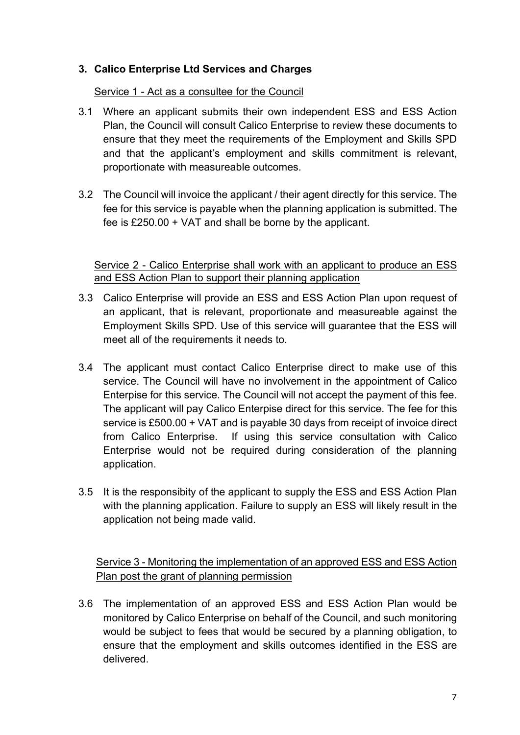### 3. Calico Enterprise Ltd Services and Charges

Service 1 - Act as a consultee for the Council

3.1 Where an applicant submits their own independent ESS and ESS Action Plan, the Council will consult Calico Enterprise to review these documents to ensure that they meet the requirements of the Employment and Skills SPD and that the applicant's employment and skills commitment is relevant, proportionate with measureable outcomes.

3.2 The Council will invoice the applicant / their agent directly for this service. The fee for this service is payable when the planning application is submitted. The fee is £250.00 + VAT and shall be borne by the applicant.

Service 2 - Calico Enterprise shall work with an applicant to produce an ESS and ESS Action Plan to support their planning application

3.3 Calico Enterprise will provide an ESS and ESS Action Plan upon request of an applicant, that is relevant, proportionate and measureable against the Employment Skills SPD. Use of this service will guarantee that the ESS will meet all of the requirements it needs to.

3.4 The applicant must contact Calico Enterprise direct to make use of this service. The Council will have no involvement in the appointment of Calico Enterpise for this service. The Council will not accept the payment of this fee. The applicant will pay Calico Enterpise direct for this service. The fee for this service is £500.00 + VAT and is payable 30 days from receipt of invoice direct from Calico Enterprise. If using this service consultation with Calico Enterprise would not be required during consideration of the planning application.

3.5 It is the responsibity of the applicant to supply the ESS and ESS Action Plan with the planning application. Failure to supply an ESS will likely result in the application not being made valid.

Service 3 - Monitoring the implementation of an approved ESS and ESS Action Plan post the grant of planning permission

3.6 The implementation of an approved ESS and ESS Action Plan would be monitored by Calico Enterprise on behalf of the Council, and such monitoring would be subject to fees that would be secured by a planning obligation, to ensure that the employment and skills outcomes identified in the ESS are delivered.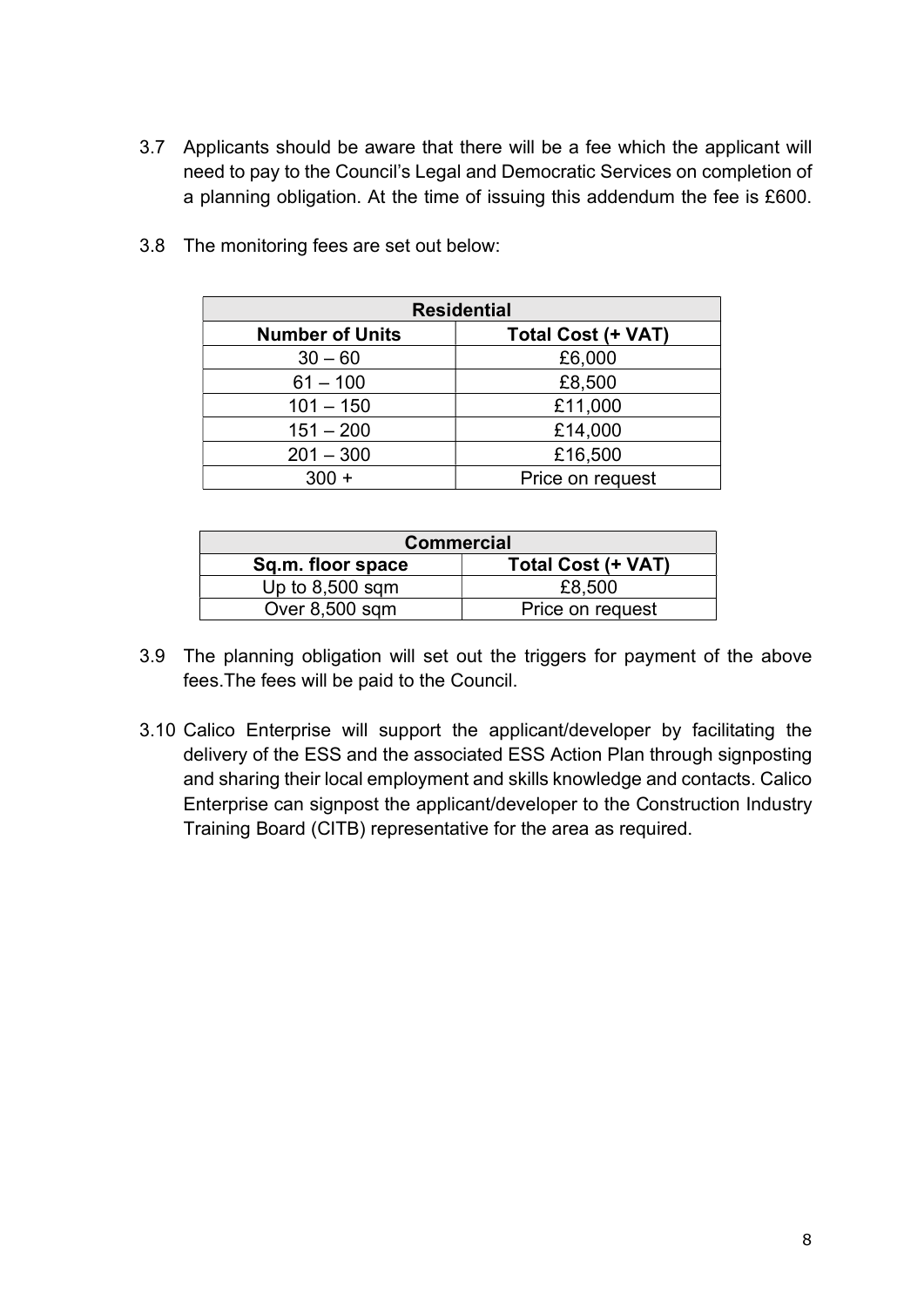3.7 Applicants should be aware that there will be a fee which the applicant will need to pay to the Council's Legal and Democratic Services on completion of a planning obligation. At the time of issuing this addendum the fee is £600.

3.8 The monitoring fees are set out below:

| Residential | |
|---|---|
| **Number of Units** | **Total Cost (+ VAT)** |
| 30 – 60 | £6,000 |
| 61 – 100 | £8,500 |
| 101 – 150 | £11,000 |
| 151 – 200 | £14,000 |
| 201 – 300 | £16,500 |
| 300 + | Price on request |

| Commercial | |
|---|---|
| **Sq.m. floor space** | **Total Cost (+ VAT)** |
| Up to 8,500 sqm | £8,500 |
| Over 8,500 sqm | Price on request |

3.9 The planning obligation will set out the triggers for payment of the above fees.The fees will be paid to the Council.

3.10 Calico Enterprise will support the applicant/developer by facilitating the delivery of the ESS and the associated ESS Action Plan through signposting and sharing their local employment and skills knowledge and contacts. Calico Enterprise can signpost the applicant/developer to the Construction Industry Training Board (CITB) representative for the area as required.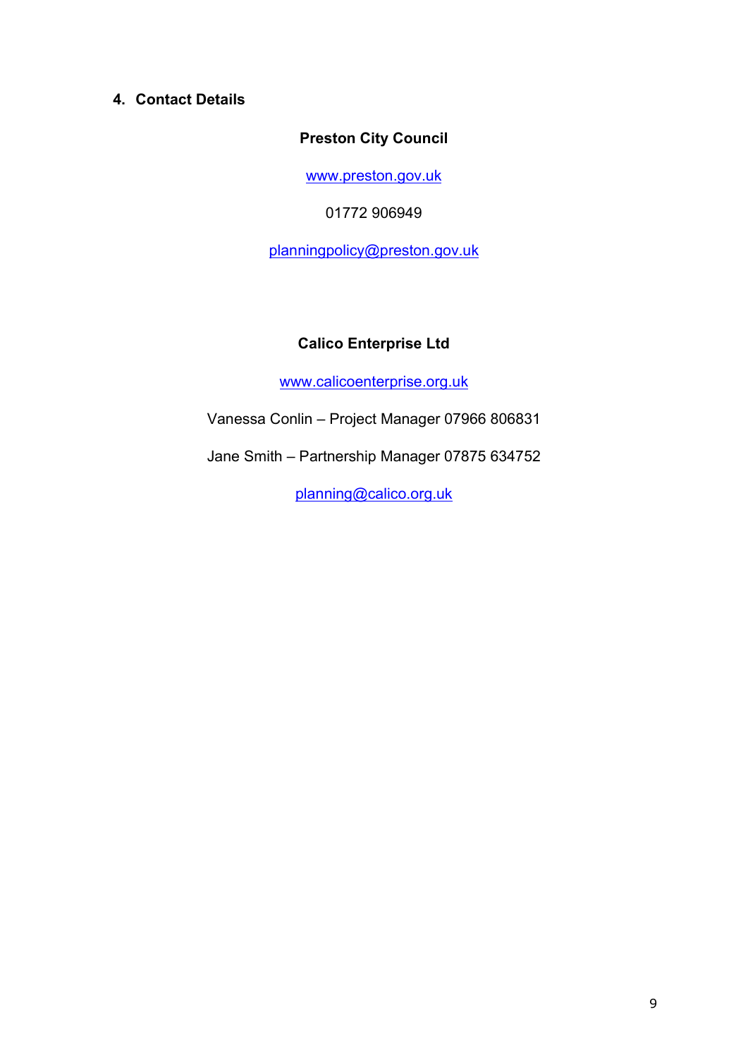## 4. Contact Details

**Preston City Council**

www.preston.gov.uk

01772 906949

planningpolicy@preston.gov.uk

**Calico Enterprise Ltd**

www.calicoenterprise.org.uk

Vanessa Conlin – Project Manager 07966 806831

Jane Smith – Partnership Manager 07875 634752

planning@calico.org.uk